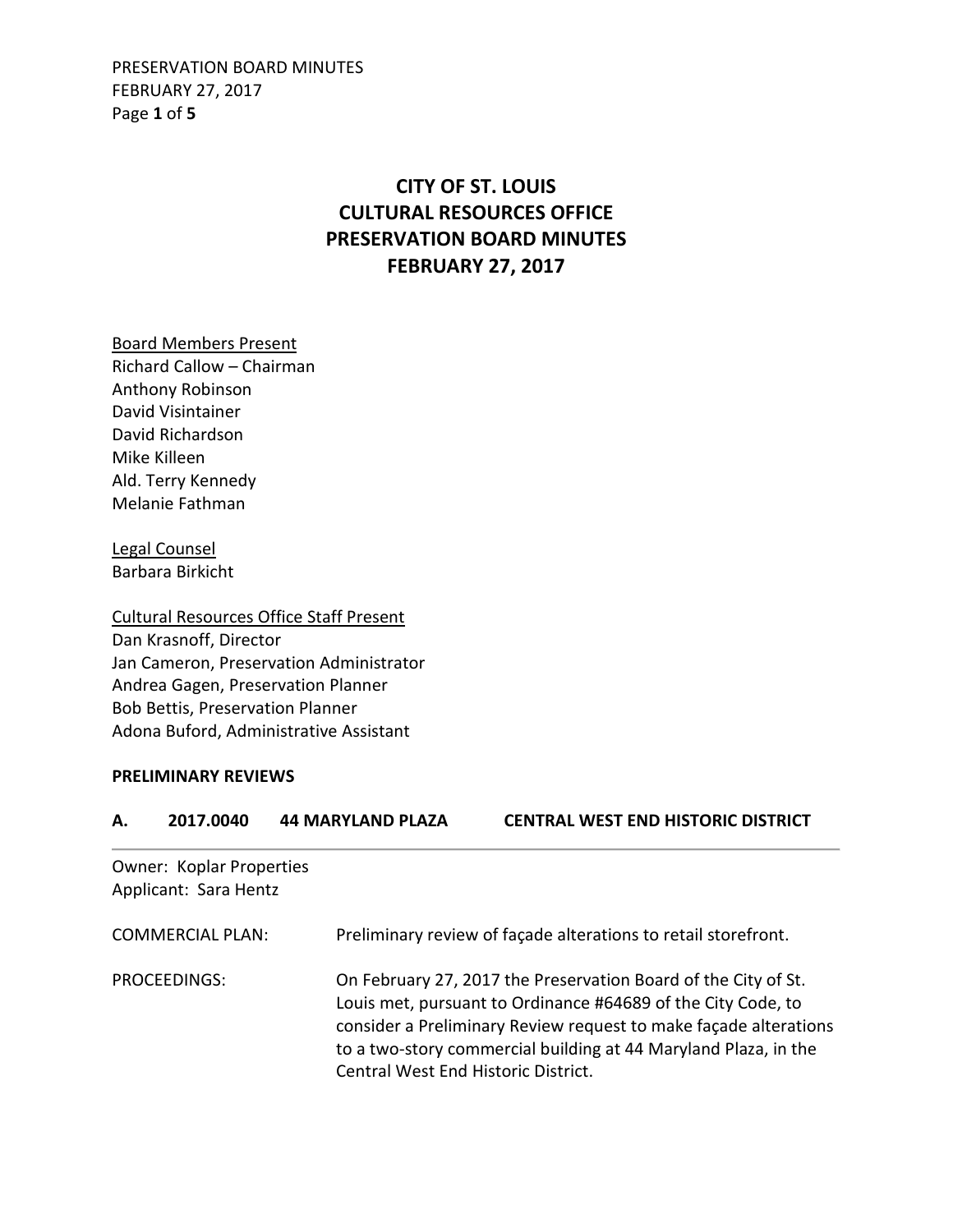# CITY OF ST. LOUIS
# CULTURAL RESOURCES OFFICE
# PRESERVATION BOARD MINUTES
# FEBRUARY 27, 2017

<u>Board Members Present</u>
Richard Callow – Chairman
Anthony Robinson
David Visintainer
David Richardson
Mike Killeen
Ald. Terry Kennedy
Melanie Fathman

<u>Legal Counsel</u>
Barbara Birkicht

<u>Cultural Resources Office Staff Present</u>
Dan Krasnoff, Director
Jan Cameron, Preservation Administrator
Andrea Gagen, Preservation Planner
Bob Bettis, Preservation Planner
Adona Buford, Administrative Assistant

**PRELIMINARY REVIEWS**

**A. 2017.0040 44 MARYLAND PLAZA CENTRAL WEST END HISTORIC DISTRICT**

---

Owner: Koplar Properties
Applicant: Sara Hentz

COMMERCIAL PLAN: Preliminary review of façade alterations to retail storefront.

PROCEEDINGS: On February 27, 2017 the Preservation Board of the City of St. Louis met, pursuant to Ordinance #64689 of the City Code, to consider a Preliminary Review request to make façade alterations to a two-story commercial building at 44 Maryland Plaza, in the Central West End Historic District.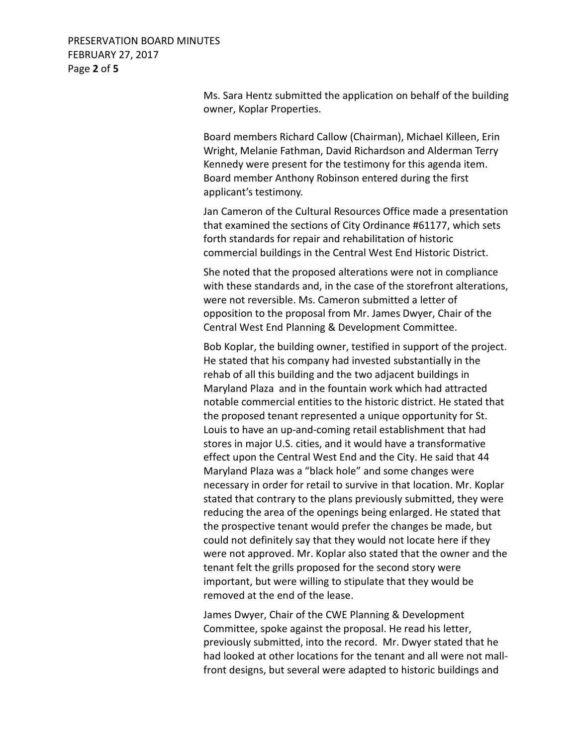Ms. Sara Hentz submitted the application on behalf of the building owner, Koplar Properties.

Board members Richard Callow (Chairman), Michael Killeen, Erin Wright, Melanie Fathman, David Richardson and Alderman Terry Kennedy were present for the testimony for this agenda item. Board member Anthony Robinson entered during the first applicant's testimony.

Jan Cameron of the Cultural Resources Office made a presentation that examined the sections of City Ordinance #61177, which sets forth standards for repair and rehabilitation of historic commercial buildings in the Central West End Historic District.

She noted that the proposed alterations were not in compliance with these standards and, in the case of the storefront alterations, were not reversible. Ms. Cameron submitted a letter of opposition to the proposal from Mr. James Dwyer, Chair of the Central West End Planning & Development Committee.

Bob Koplar, the building owner, testified in support of the project. He stated that his company had invested substantially in the rehab of all this building and the two adjacent buildings in Maryland Plaza and in the fountain work which had attracted notable commercial entities to the historic district. He stated that the proposed tenant represented a unique opportunity for St. Louis to have an up-and-coming retail establishment that had stores in major U.S. cities, and it would have a transformative effect upon the Central West End and the City. He said that 44 Maryland Plaza was a "black hole" and some changes were necessary in order for retail to survive in that location. Mr. Koplar stated that contrary to the plans previously submitted, they were reducing the area of the openings being enlarged. He stated that the prospective tenant would prefer the changes be made, but could not definitely say that they would not locate here if they were not approved. Mr. Koplar also stated that the owner and the tenant felt the grills proposed for the second story were important, but were willing to stipulate that they would be removed at the end of the lease.

James Dwyer, Chair of the CWE Planning & Development Committee, spoke against the proposal. He read his letter, previously submitted, into the record. Mr. Dwyer stated that he had looked at other locations for the tenant and all were not mall-front designs, but several were adapted to historic buildings and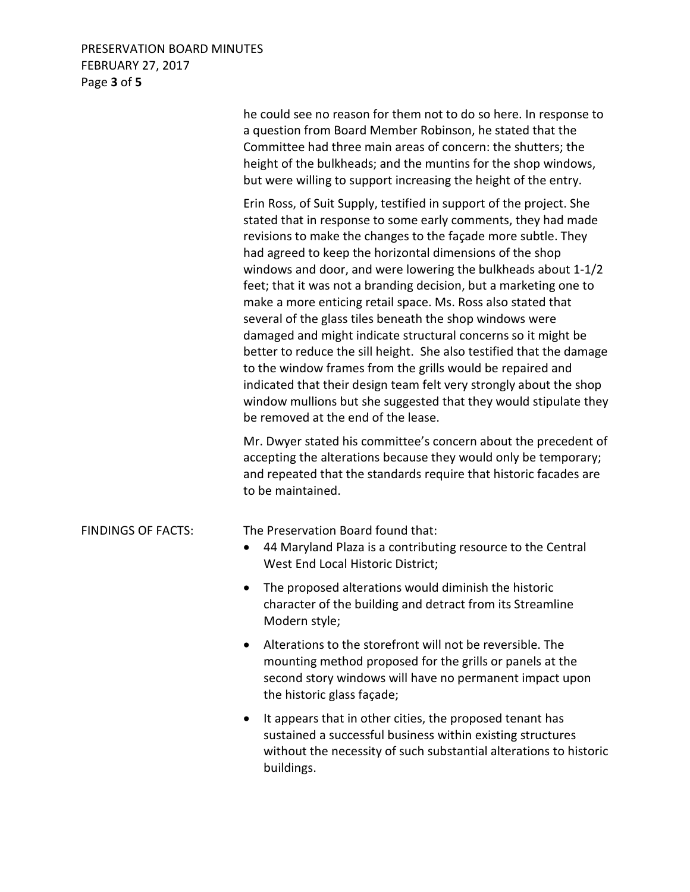he could see no reason for them not to do so here. In response to a question from Board Member Robinson, he stated that the Committee had three main areas of concern: the shutters; the height of the bulkheads; and the muntins for the shop windows, but were willing to support increasing the height of the entry.

Erin Ross, of Suit Supply, testified in support of the project. She stated that in response to some early comments, they had made revisions to make the changes to the façade more subtle. They had agreed to keep the horizontal dimensions of the shop windows and door, and were lowering the bulkheads about 1-1/2 feet; that it was not a branding decision, but a marketing one to make a more enticing retail space. Ms. Ross also stated that several of the glass tiles beneath the shop windows were damaged and might indicate structural concerns so it might be better to reduce the sill height. She also testified that the damage to the window frames from the grills would be repaired and indicated that their design team felt very strongly about the shop window mullions but she suggested that they would stipulate they be removed at the end of the lease.

Mr. Dwyer stated his committee's concern about the precedent of accepting the alterations because they would only be temporary; and repeated that the standards require that historic facades are to be maintained.

FINDINGS OF FACTS: The Preservation Board found that:

- 44 Maryland Plaza is a contributing resource to the Central West End Local Historic District;
- The proposed alterations would diminish the historic character of the building and detract from its Streamline Modern style;
- Alterations to the storefront will not be reversible. The mounting method proposed for the grills or panels at the second story windows will have no permanent impact upon the historic glass façade;
- It appears that in other cities, the proposed tenant has sustained a successful business within existing structures without the necessity of such substantial alterations to historic buildings.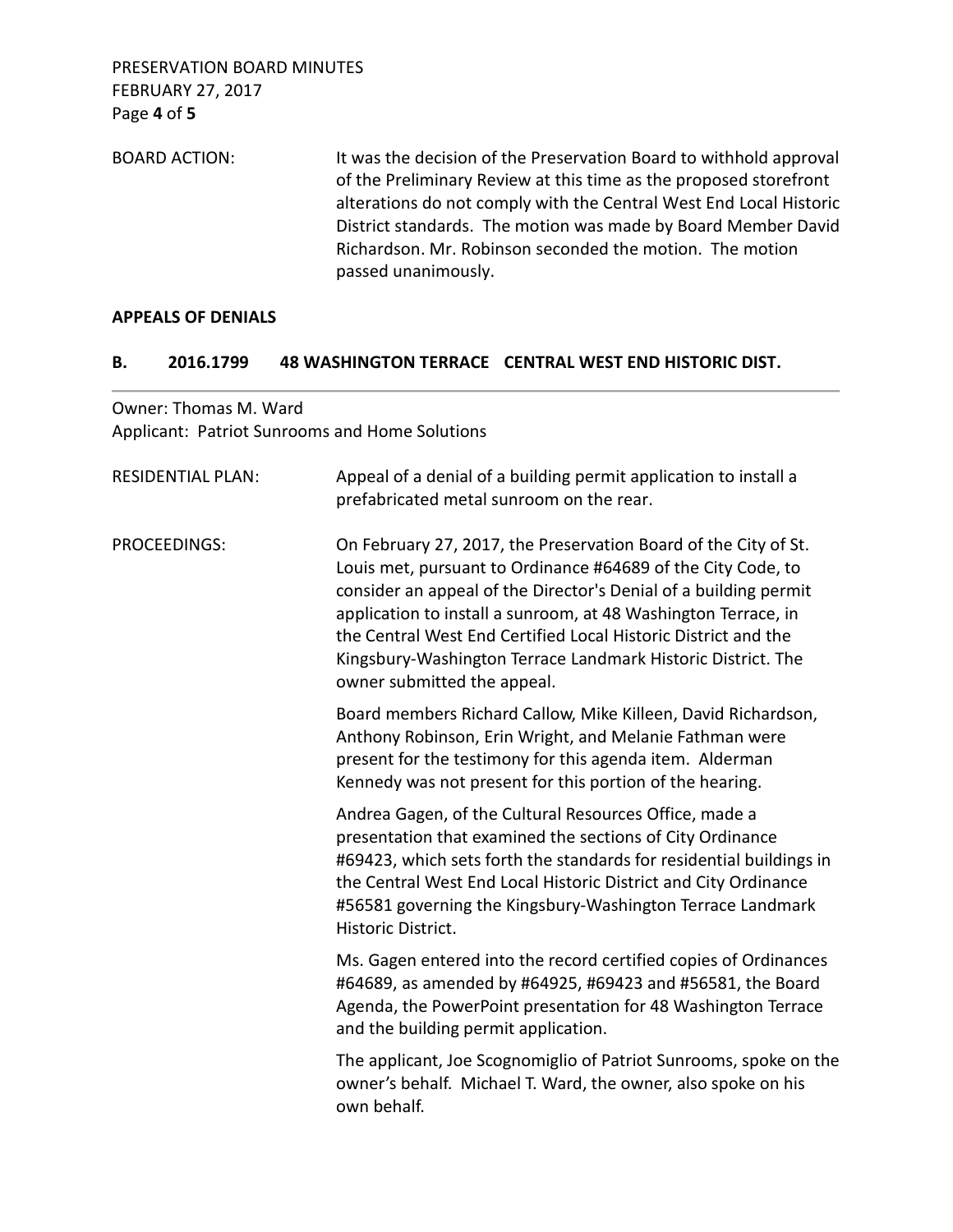BOARD ACTION: It was the decision of the Preservation Board to withhold approval of the Preliminary Review at this time as the proposed storefront alterations do not comply with the Central West End Local Historic District standards. The motion was made by Board Member David Richardson. Mr. Robinson seconded the motion. The motion passed unanimously.

**APPEALS OF DENIALS**

**B. 2016.1799 48 WASHINGTON TERRACE CENTRAL WEST END HISTORIC DIST.**

---

Owner: Thomas M. Ward
Applicant: Patriot Sunrooms and Home Solutions

RESIDENTIAL PLAN: Appeal of a denial of a building permit application to install a prefabricated metal sunroom on the rear.

PROCEEDINGS: On February 27, 2017, the Preservation Board of the City of St. Louis met, pursuant to Ordinance #64689 of the City Code, to consider an appeal of the Director's Denial of a building permit application to install a sunroom, at 48 Washington Terrace, in the Central West End Certified Local Historic District and the Kingsbury-Washington Terrace Landmark Historic District. The owner submitted the appeal.

Board members Richard Callow, Mike Killeen, David Richardson, Anthony Robinson, Erin Wright, and Melanie Fathman were present for the testimony for this agenda item. Alderman Kennedy was not present for this portion of the hearing.

Andrea Gagen, of the Cultural Resources Office, made a presentation that examined the sections of City Ordinance #69423, which sets forth the standards for residential buildings in the Central West End Local Historic District and City Ordinance #56581 governing the Kingsbury-Washington Terrace Landmark Historic District.

Ms. Gagen entered into the record certified copies of Ordinances #64689, as amended by #64925, #69423 and #56581, the Board Agenda, the PowerPoint presentation for 48 Washington Terrace and the building permit application.

The applicant, Joe Scognomiglio of Patriot Sunrooms, spoke on the owner's behalf. Michael T. Ward, the owner, also spoke on his own behalf.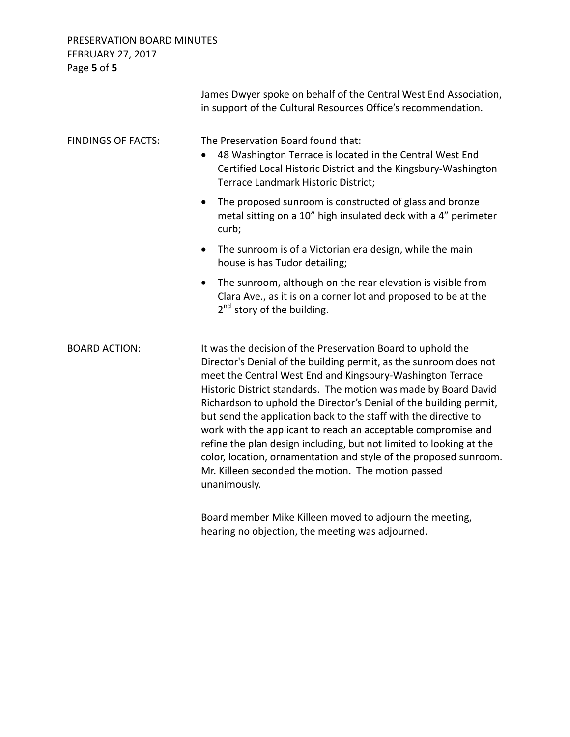James Dwyer spoke on behalf of the Central West End Association, in support of the Cultural Resources Office's recommendation.

FINDINGS OF FACTS: The Preservation Board found that:

- 48 Washington Terrace is located in the Central West End Certified Local Historic District and the Kingsbury-Washington Terrace Landmark Historic District;
- The proposed sunroom is constructed of glass and bronze metal sitting on a 10" high insulated deck with a 4" perimeter curb;
- The sunroom is of a Victorian era design, while the main house is has Tudor detailing;
- The sunroom, although on the rear elevation is visible from Clara Ave., as it is on a corner lot and proposed to be at the 2nd story of the building.

BOARD ACTION: It was the decision of the Preservation Board to uphold the Director's Denial of the building permit, as the sunroom does not meet the Central West End and Kingsbury-Washington Terrace Historic District standards. The motion was made by Board David Richardson to uphold the Director's Denial of the building permit, but send the application back to the staff with the directive to work with the applicant to reach an acceptable compromise and refine the plan design including, but not limited to looking at the color, location, ornamentation and style of the proposed sunroom. Mr. Killeen seconded the motion. The motion passed unanimously.

Board member Mike Killeen moved to adjourn the meeting, hearing no objection, the meeting was adjourned.